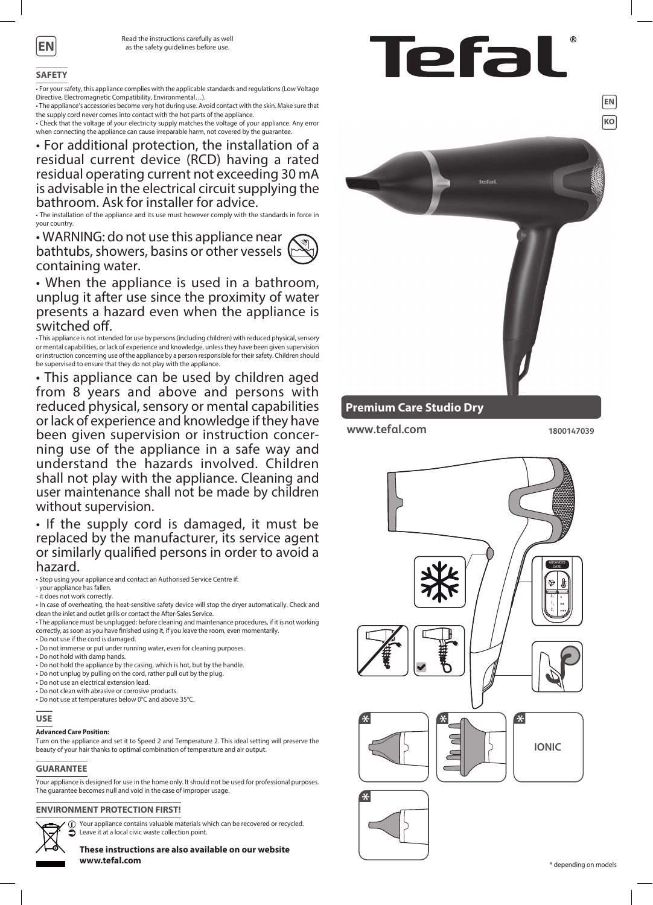EN

Read the instructions carefully as well as the safety guidelines before use.

# Tefal®

EN

KO

## SAFETY

• For your safety, this appliance complies with the applicable standards and regulations (Low Voltage Directive, Electromagnetic Compatibility, Environmental…).

• The appliance's accessories become very hot during use. Avoid contact with the skin. Make sure that the supply cord never comes into contact with the hot parts of the appliance.

• Check that the voltage of your electricity supply matches the voltage of your appliance. Any error when connecting the appliance can cause irreparable harm, not covered by the guarantee.

• For additional protection, the installation of a residual current device (RCD) having a rated residual operating current not exceeding 30 mA is advisable in the electrical circuit supplying the bathroom. Ask for installer for advice.

• The installation of the appliance and its use must however comply with the standards in force in your country.

• WARNING: do not use this appliance near bathtubs, showers, basins or other vessels containing water.

• When the appliance is used in a bathroom, unplug it after use since the proximity of water presents a hazard even when the appliance is switched off.

• This appliance is not intended for use by persons (including children) with reduced physical, sensory or mental capabilities, or lack of experience and knowledge, unless they have been given supervision or instruction concerning use of the appliance by a person responsible for their safety. Children should be supervised to ensure that they do not play with the appliance.

• This appliance can be used by children aged from 8 years and above and persons with reduced physical, sensory or mental capabilities or lack of experience and knowledge if they have been given supervision or instruction concerning use of the appliance in a safe way and understand the hazards involved. Children shall not play with the appliance. Cleaning and user maintenance shall not be made by children without supervision.

• If the supply cord is damaged, it must be replaced by the manufacturer, its service agent or similarly qualified persons in order to avoid a hazard.

• Stop using your appliance and contact an Authorised Service Centre if:
- your appliance has fallen.
- it does not work correctly.

• In case of overheating, the heat-sensitive safety device will stop the dryer automatically. Check and clean the inlet and outlet grills or contact the After-Sales Service.

• The appliance must be unplugged: before cleaning and maintenance procedures, if it is not working correctly, as soon as you have finished using it, if you leave the room, even momentarily.

• Do not use if the cord is damaged.
• Do not immerse or put under running water, even for cleaning purposes.
• Do not hold with damp hands.
• Do not hold the appliance by the casing, which is hot, but by the handle.
• Do not unplug by pulling on the cord, rather pull out by the plug.
• Do not use an electrical extension lead.
• Do not clean with abrasive or corrosive products.
• Do not use at temperatures below 0°C and above 35°C.

## USE

**Advanced Care Position:**

Turn on the appliance and set it to Speed 2 and Temperature 2. This ideal setting will preserve the beauty of your hair thanks to optimal combination of temperature and air output.

## GUARANTEE

Your appliance is designed for use in the home only. It should not be used for professional purposes. The guarantee becomes null and void in the case of improper usage.

## ENVIRONMENT PROTECTION FIRST!

Your appliance contains valuable materials which can be recovered or recycled. Leave it at a local civic waste collection point.

**These instructions are also available on our website www.tefal.com**

**Premium Care Studio Dry**

**www.tefal.com** 1800147039

ADVANCED CARE

0. 1. 2.

IONIC

* depending on models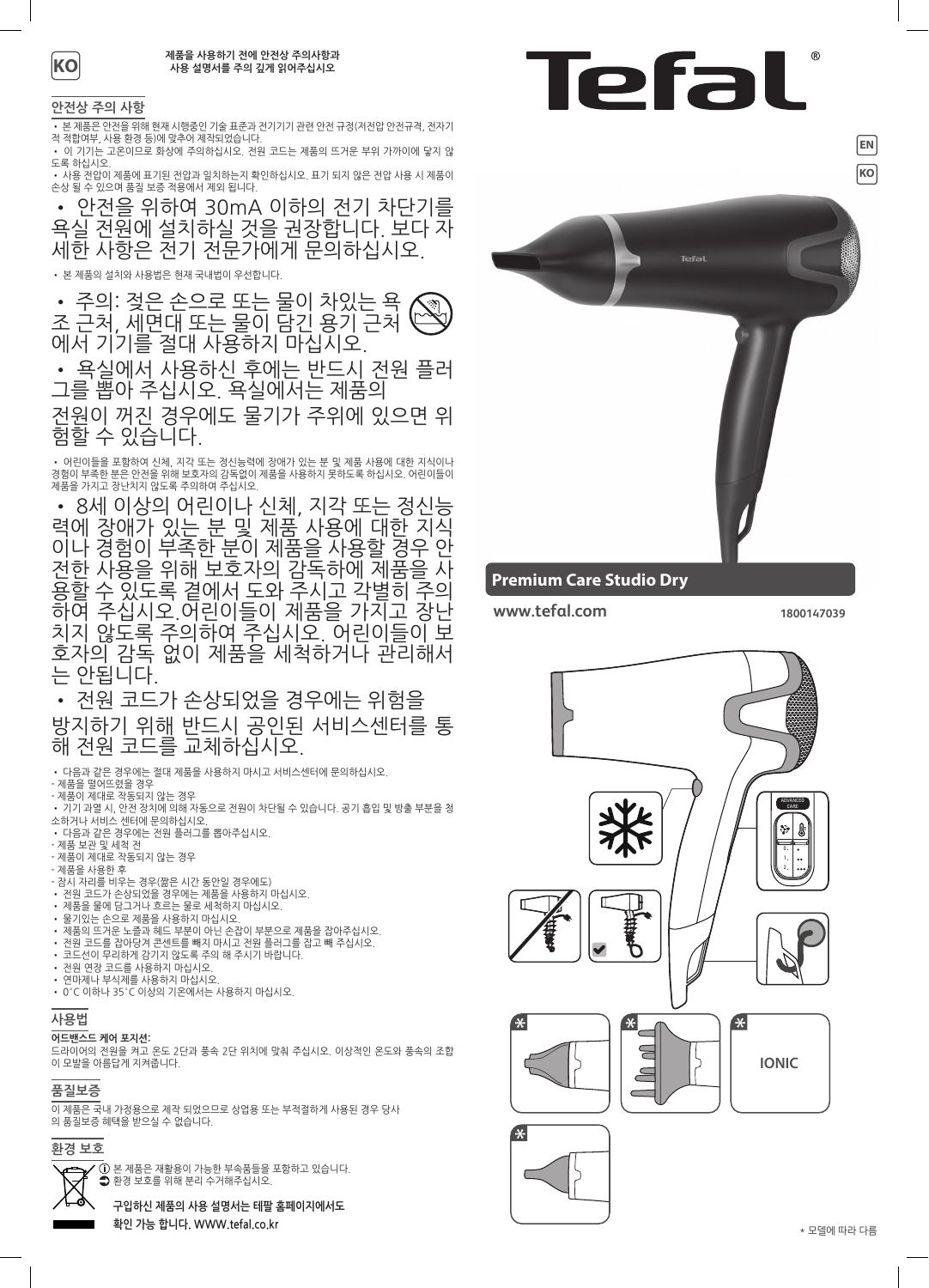KO

**제품을 사용하기 전에 안전상 주의사항과 사용 설명서를 주의 깊게 읽어주십시오**

# Tefal®

EN

KO

## 안전상 주의 사항

• 본 제품은 안전을 위해 현재 시행중인 기술 표준과 전기기기 관련 안전 규정(저전압 안전규격, 전자기적 적합여부, 사용 환경 등)에 맞추어 제작되었습니다.

• 이 기기는 고온이므로 화상에 주의하십시오. 전원 코드는 제품의 뜨거운 부위 가까이에 닿지 않도록 하십시오.

• 사용 전압이 제품에 표기된 전압과 일치하는지 확인하십시오. 표기 되지 않은 전압 사용 시 제품이 손상 될 수 있으며 품질 보증 적용에서 제외 됩니다.

• 안전을 위하여 30mA 이하의 전기 차단기를 욕실 전원에 설치하실 것을 권장합니다. 보다 자세한 사항은 전기 전문가에게 문의하십시오.

• 본 제품의 설치와 사용법은 현재 국내법이 우선합니다.

• 주의: 젖은 손으로 또는 물이 차있는 욕조 근처, 세면대 또는 물이 담긴 용기 근처에서 기기를 절대 사용하지 마십시오.

• 욕실에서 사용하신 후에는 반드시 전원 플러그를 뽑아 주십시오. 욕실에서는 제품의 전원이 꺼진 경우에도 물기가 주위에 있으면 위험할 수 있습니다.

• 어린이들을 포함하여 신체, 지각 또는 정신능력에 장애가 있는 분 및 제품 사용에 대한 지식이나 경험이 부족한 분은 안전을 위해 보호자의 감독없이 제품을 사용하지 못하도록 하십시오. 어린이들이 제품을 가지고 장난치지 않도록 주의하여 주십시오.

• 8세 이상의 어린이나 신체, 지각 또는 정신능력에 장애가 있는 분 및 제품 사용에 대한 지식이나 경험이 부족한 분이 제품을 사용할 경우 안전한 사용을 위해 보호자의 감독하에 제품을 사용할 수 있도록 곁에서 도와 주시고 각별히 주의하여 주십시오.어린이들이 제품을 가지고 장난치지 않도록 주의하여 주십시오. 어린이들이 보호자의 감독 없이 제품을 세척하거나 관리해서는 안됩니다.

• 전원 코드가 손상되었을 경우에는 위험을 방지하기 위해 반드시 공인된 서비스센터를 통해 전원 코드를 교체하십시오.

• 다음과 같은 경우에는 절대 제품을 사용하지 마시고 서비스센터에 문의하십시오.
- 제품을 떨어뜨렸을 경우
- 제품이 제대로 작동되지 않는 경우

• 기기 과열 시, 안전 장치에 의해 자동으로 전원이 차단될 수 있습니다. 공기 흡입 및 방출 부분을 청소하거나 서비스 센터에 문의하십시오.

• 다음과 같은 경우에는 전원 플러그를 뽑아주십시오.
- 제품 보관 및 세척 전
- 제품이 제대로 작동되지 않는 경우
- 제품을 사용한 후
- 잠시 자리를 비우는 경우(짧은 시간 동안일 경우에도)

• 전원 코드가 손상되었을 경우에는 제품을 사용하지 마십시오.
• 제품을 물에 담그거나 흐르는 물로 세척하지 마십시오.
• 물기있는 손으로 제품을 사용하지 마십시오.
• 제품의 뜨거운 노즐과 헤드 부분이 아닌 손잡이 부분으로 제품을 잡아주십시오.
• 전원 코드를 잡아당겨 콘센트를 빼지 마시고 전원 플러그를 잡고 빼 주십시오.
• 코드선이 무리하게 감기지 않도록 주의 해 주시기 바랍니다.
• 전원 연장 코드를 사용하지 마십시오.
• 연마제나 부식제를 사용하지 마십시오.
• 0˚C 이하나 35˚C 이상의 기온에서는 사용하지 마십시오.

## 사용법

**어드밴스드 케어 포지션:**

드라이어의 전원을 켜고 온도 2단과 풍속 2단 위치에 맞춰 주십시오. 이상적인 온도와 풍속의 조합이 모발을 아름답게 지켜줍니다.

## 품질보증

이 제품은 국내 가정용으로 제작 되었으므로 상업용 또는 부적절하게 사용된 경우 당사의 품질보증 혜택을 받으실 수 없습니다.

## 환경 보호

ⓘ 본 제품은 재활용이 가능한 부속품들을 포함하고 있습니다.
➲ 환경 보호를 위해 분리 수거해주십시오.

**구입하신 제품의 사용 설명서는 테팔 홈페이지에서도 확인 가능 합니다. WWW.tefal.co.kr**

**Premium Care Studio Dry**

**www.tefal.com**

1800147039

ADVANCED CARE

IONIC

* 모델에 따라 다름